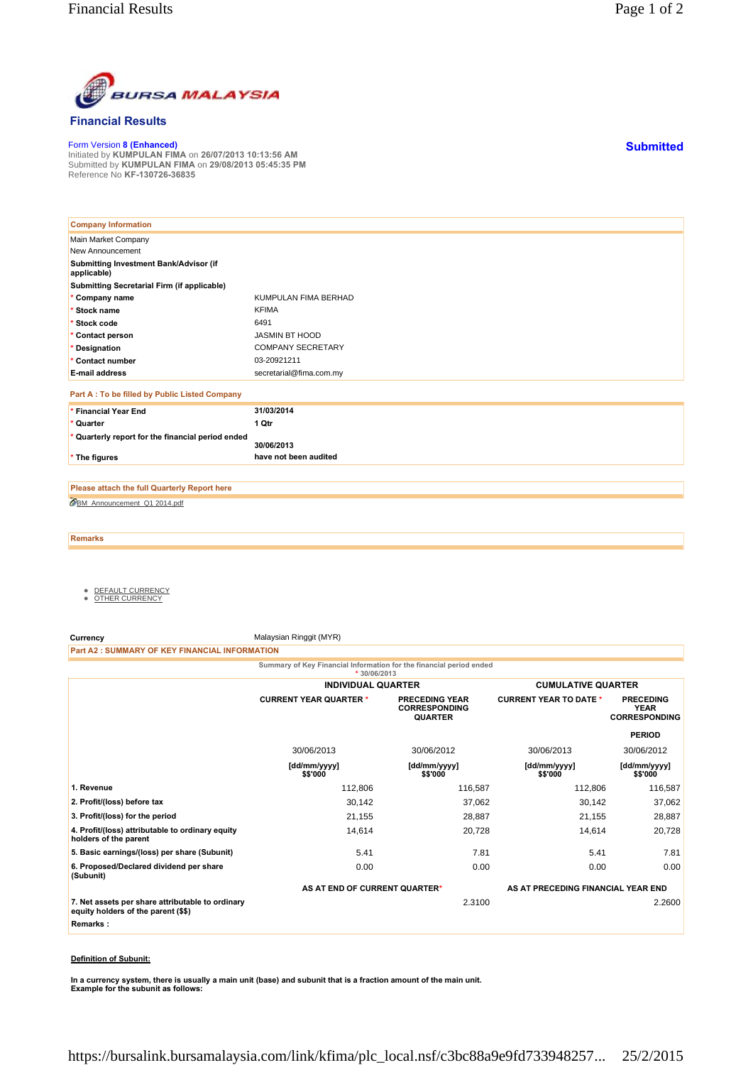# Financial Results

Form Version **8 (Enhanced)**
Initiated by **KUMPULAN FIMA** on **26/07/2013 10:13:56 AM**
Submitted by **KUMPULAN FIMA** on **29/08/2013 05:45:35 PM**
Reference No **KF-130726-36835**

**Submitted**

| Company Information | |
|---|---|
| Main Market Company | |
| New Announcement | |
| **Submitting Investment Bank/Advisor (if applicable)** | |
| **Submitting Secretarial Firm (if applicable)** | |
| * **Company name** | KUMPULAN FIMA BERHAD |
| * **Stock name** | KFIMA |
| * **Stock code** | 6491 |
| * **Contact person** | JASMIN BT HOOD |
| * **Designation** | COMPANY SECRETARY |
| * **Contact number** | 03-20921211 |
| **E-mail address** | secretarial@fima.com.my |

**Part A : To be filled by Public Listed Company**

| | |
|---|---|
| * **Financial Year End** | **31/03/2014** |
| * **Quarter** | **1 Qtr** |
| * **Quarterly report for the financial period ended** | **30/06/2013** |
| * **The figures** | **have not been audited** |

**Please attach the full Quarterly Report here**

BM_Announcement_Q1 2014.pdf

**Remarks**

- DEFAULT CURRENCY
- OTHER CURRENCY

**Currency** Malaysian Ringgit (MYR)

**Part A2 : SUMMARY OF KEY FINANCIAL INFORMATION**

Summary of Key Financial Information for the financial period ended * 30/06/2013

| | INDIVIDUAL QUARTER | | CUMULATIVE QUARTER | |
|---|---|---|---|---|
| | CURRENT YEAR QUARTER * | PRECEDING YEAR CORRESPONDING QUARTER | CURRENT YEAR TO DATE * | PRECEDING YEAR CORRESPONDING PERIOD |
| | 30/06/2013 | 30/06/2012 | 30/06/2013 | 30/06/2012 |
| | [dd/mm/yyyy] $$'000 | [dd/mm/yyyy] $$'000 | [dd/mm/yyyy] $$'000 | [dd/mm/yyyy] $$'000 |
| **1. Revenue** | 112,806 | 116,587 | 112,806 | 116,587 |
| **2. Profit/(loss) before tax** | 30,142 | 37,062 | 30,142 | 37,062 |
| **3. Profit/(loss) for the period** | 21,155 | 28,887 | 21,155 | 28,887 |
| **4. Profit/(loss) attributable to ordinary equity holders of the parent** | 14,614 | 20,728 | 14,614 | 20,728 |
| **5. Basic earnings/(loss) per share (Subunit)** | 5.41 | 7.81 | 5.41 | 7.81 |
| **6. Proposed/Declared dividend per share (Subunit)** | 0.00 | 0.00 | 0.00 | 0.00 |
| | **AS AT END OF CURRENT QUARTER*** | | **AS AT PRECEDING FINANCIAL YEAR END** | |
| **7. Net assets per share attributable to ordinary equity holders of the parent ($$)** | | 2.3100 | | 2.2600 |

**Remarks :**

**Definition of Subunit:**

**In a currency system, there is usually a main unit (base) and subunit that is a fraction amount of the main unit. Example for the subunit as follows:**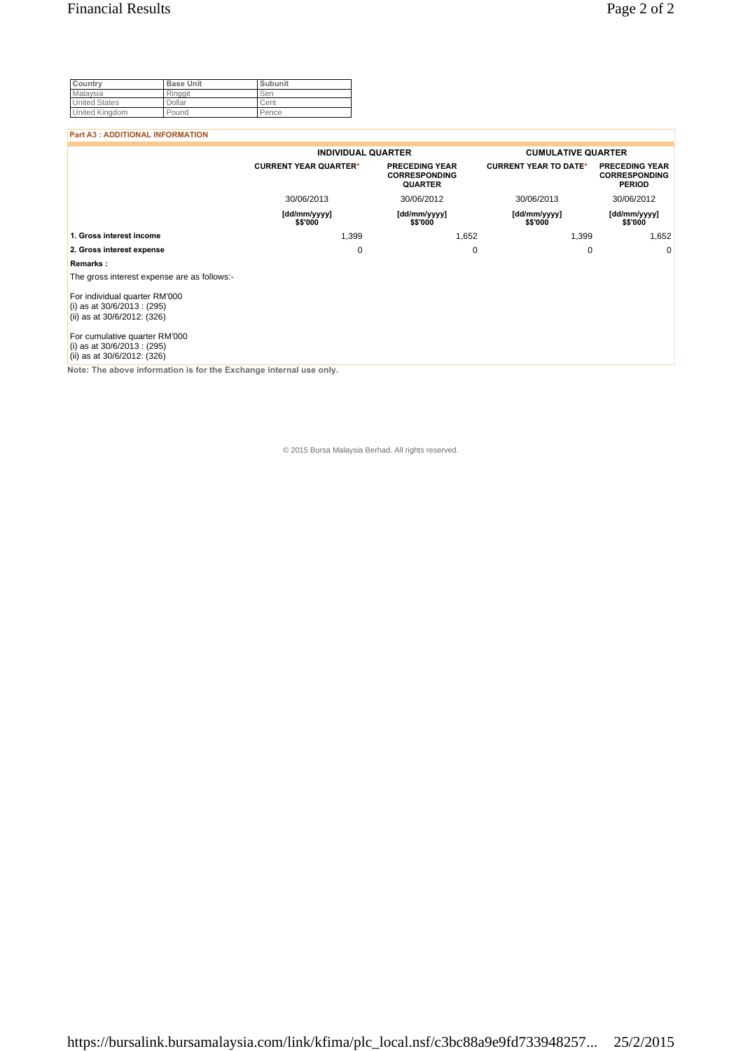| Country | Base Unit | Subunit |
|---|---|---|
| Malaysia | Ringgit | Sen |
| United States | Dollar | Cent |
| United Kingdom | Pound | Pence |

**Part A3 : ADDITIONAL INFORMATION**

| | INDIVIDUAL QUARTER | | CUMULATIVE QUARTER | |
|---|---|---|---|---|
| | CURRENT YEAR QUARTER* | PRECEDING YEAR CORRESPONDING QUARTER | CURRENT YEAR TO DATE* | PRECEDING YEAR CORRESPONDING PERIOD |
| | 30/06/2013 | 30/06/2012 | 30/06/2013 | 30/06/2012 |
| | [dd/mm/yyyy] $$'000 | [dd/mm/yyyy] $$'000 | [dd/mm/yyyy] $$'000 | [dd/mm/yyyy] $$'000 |
| **1. Gross interest income** | 1,399 | 1,652 | 1,399 | 1,652 |
| **2. Gross interest expense** | 0 | 0 | 0 | 0 |

**Remarks :**

The gross interest expense are as follows:-

For individual quarter RM'000
(i) as at 30/6/2013 : (295)
(ii) as at 30/6/2012: (326)

For cumulative quarter RM'000
(i) as at 30/6/2013 : (295)
(ii) as at 30/6/2012: (326)

**Note: The above information is for the Exchange internal use only.**

© 2015 Bursa Malaysia Berhad. All rights reserved.